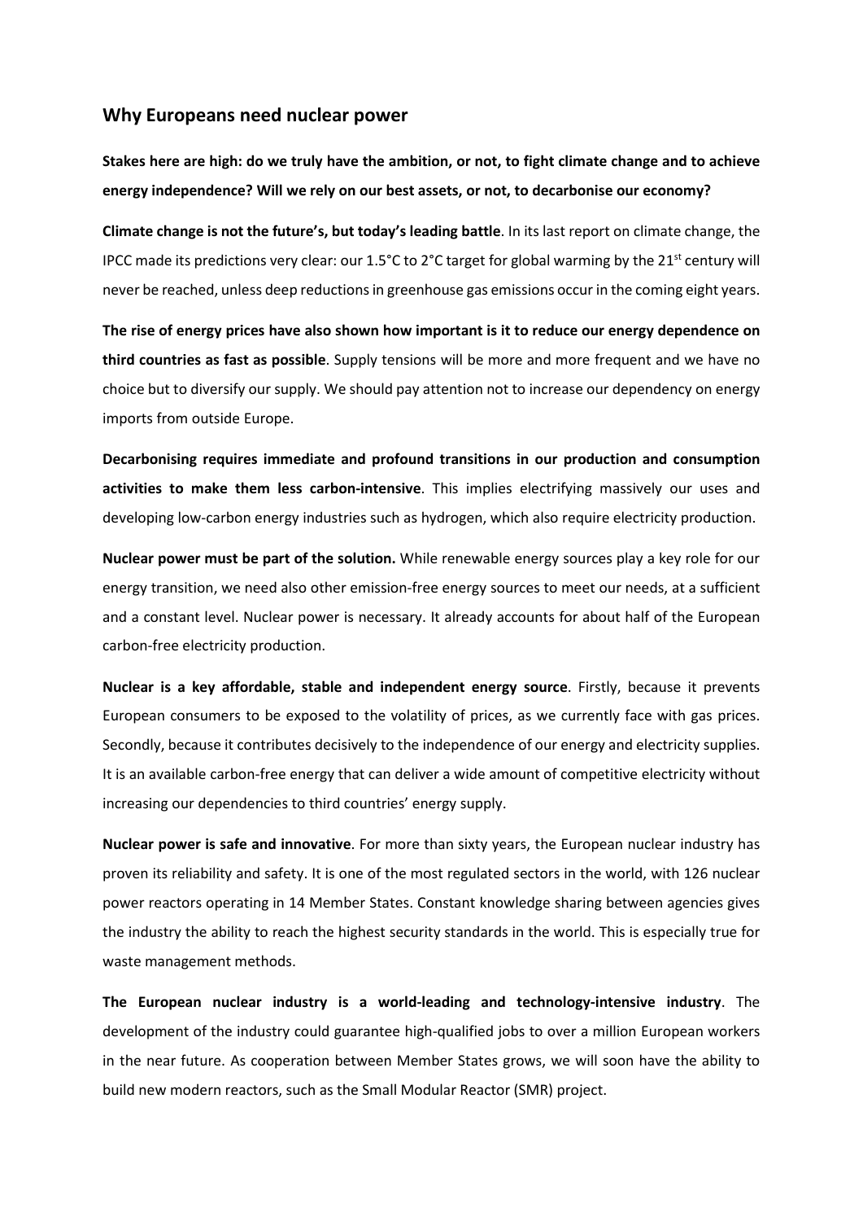## Why Europeans need nuclear power

**Stakes here are high: do we truly have the ambition, or not, to fight climate change and to achieve energy independence? Will we rely on our best assets, or not, to decarbonise our economy?**

**Climate change is not the future's, but today's leading battle**. In its last report on climate change, the IPCC made its predictions very clear: our 1.5°C to 2°C target for global warming by the 21st century will never be reached, unless deep reductions in greenhouse gas emissions occur in the coming eight years.

**The rise of energy prices have also shown how important is it to reduce our energy dependence on third countries as fast as possible**. Supply tensions will be more and more frequent and we have no choice but to diversify our supply. We should pay attention not to increase our dependency on energy imports from outside Europe.

**Decarbonising requires immediate and profound transitions in our production and consumption activities to make them less carbon-intensive**. This implies electrifying massively our uses and developing low-carbon energy industries such as hydrogen, which also require electricity production.

**Nuclear power must be part of the solution.** While renewable energy sources play a key role for our energy transition, we need also other emission-free energy sources to meet our needs, at a sufficient and a constant level. Nuclear power is necessary. It already accounts for about half of the European carbon-free electricity production.

**Nuclear is a key affordable, stable and independent energy source**. Firstly, because it prevents European consumers to be exposed to the volatility of prices, as we currently face with gas prices. Secondly, because it contributes decisively to the independence of our energy and electricity supplies. It is an available carbon-free energy that can deliver a wide amount of competitive electricity without increasing our dependencies to third countries' energy supply.

**Nuclear power is safe and innovative**. For more than sixty years, the European nuclear industry has proven its reliability and safety. It is one of the most regulated sectors in the world, with 126 nuclear power reactors operating in 14 Member States. Constant knowledge sharing between agencies gives the industry the ability to reach the highest security standards in the world. This is especially true for waste management methods.

**The European nuclear industry is a world-leading and technology-intensive industry**. The development of the industry could guarantee high-qualified jobs to over a million European workers in the near future. As cooperation between Member States grows, we will soon have the ability to build new modern reactors, such as the Small Modular Reactor (SMR) project.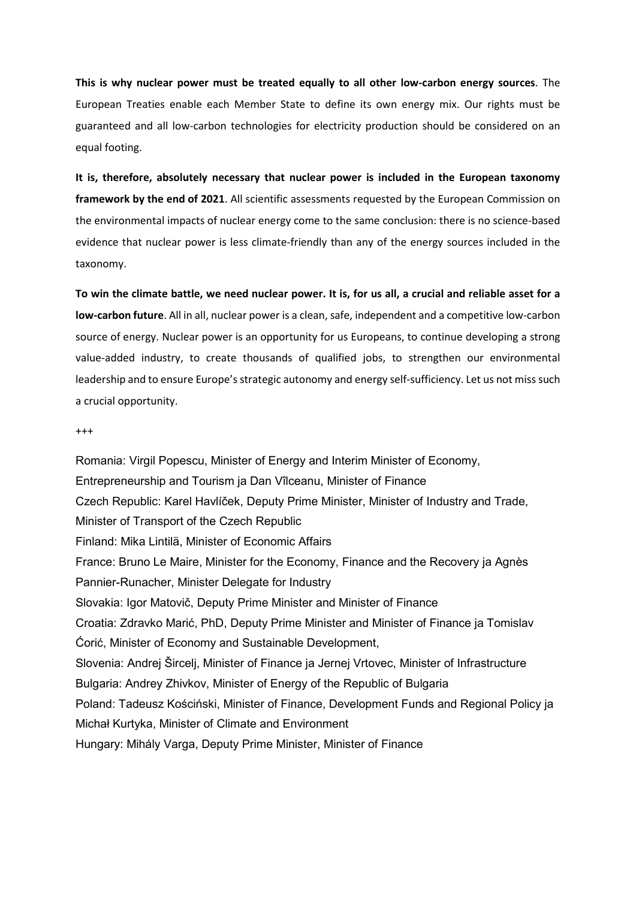**This is why nuclear power must be treated equally to all other low-carbon energy sources**. The European Treaties enable each Member State to define its own energy mix. Our rights must be guaranteed and all low-carbon technologies for electricity production should be considered on an equal footing.

**It is, therefore, absolutely necessary that nuclear power is included in the European taxonomy framework by the end of 2021**. All scientific assessments requested by the European Commission on the environmental impacts of nuclear energy come to the same conclusion: there is no science-based evidence that nuclear power is less climate-friendly than any of the energy sources included in the taxonomy.

**To win the climate battle, we need nuclear power. It is, for us all, a crucial and reliable asset for a low-carbon future**. All in all, nuclear power is a clean, safe, independent and a competitive low-carbon source of energy. Nuclear power is an opportunity for us Europeans, to continue developing a strong value-added industry, to create thousands of qualified jobs, to strengthen our environmental leadership and to ensure Europe's strategic autonomy and energy self-sufficiency. Let us not miss such a crucial opportunity.

+++

Romania: Virgil Popescu, Minister of Energy and Interim Minister of Economy, Entrepreneurship and Tourism ja Dan Vîlceanu, Minister of Finance
Czech Republic: Karel Havlíček, Deputy Prime Minister, Minister of Industry and Trade, Minister of Transport of the Czech Republic
Finland: Mika Lintilä, Minister of Economic Affairs
France: Bruno Le Maire, Minister for the Economy, Finance and the Recovery ja Agnès Pannier-Runacher, Minister Delegate for Industry
Slovakia: Igor Matovič, Deputy Prime Minister and Minister of Finance
Croatia: Zdravko Marić, PhD, Deputy Prime Minister and Minister of Finance ja Tomislav Ćorić, Minister of Economy and Sustainable Development,
Slovenia: Andrej Šircelj, Minister of Finance ja Jernej Vrtovec, Minister of Infrastructure
Bulgaria: Andrey Zhivkov, Minister of Energy of the Republic of Bulgaria
Poland: Tadeusz Kościński, Minister of Finance, Development Funds and Regional Policy ja Michał Kurtyka, Minister of Climate and Environment
Hungary: Mihály Varga, Deputy Prime Minister, Minister of Finance